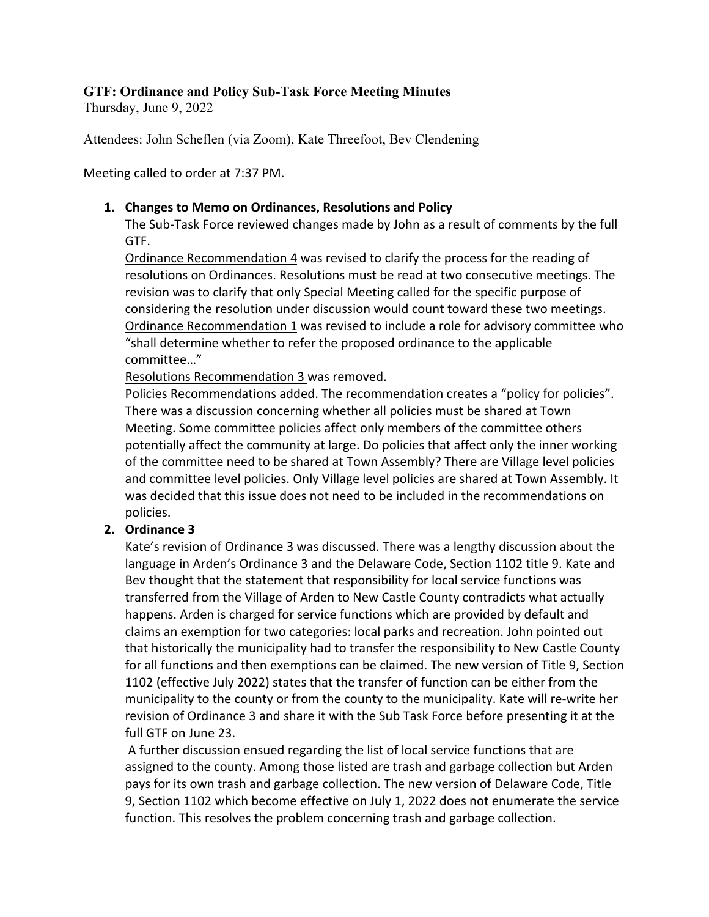**GTF: Ordinance and Policy Sub-Task Force Meeting Minutes**
Thursday, June 9, 2022

Attendees: John Scheflen (via Zoom), Kate Threefoot, Bev Clendening

Meeting called to order at 7:37 PM.

1. **Changes to Memo on Ordinances, Resolutions and Policy**
   The Sub-Task Force reviewed changes made by John as a result of comments by the full GTF.
   Ordinance Recommendation 4 was revised to clarify the process for the reading of resolutions on Ordinances. Resolutions must be read at two consecutive meetings. The revision was to clarify that only Special Meeting called for the specific purpose of considering the resolution under discussion would count toward these two meetings.
   Ordinance Recommendation 1 was revised to include a role for advisory committee who "shall determine whether to refer the proposed ordinance to the applicable committee…"
   Resolutions Recommendation 3 was removed.
   Policies Recommendations added. The recommendation creates a "policy for policies". There was a discussion concerning whether all policies must be shared at Town Meeting. Some committee policies affect only members of the committee others potentially affect the community at large. Do policies that affect only the inner working of the committee need to be shared at Town Assembly? There are Village level policies and committee level policies. Only Village level policies are shared at Town Assembly. It was decided that this issue does not need to be included in the recommendations on policies.
2. **Ordinance 3**
   Kate's revision of Ordinance 3 was discussed. There was a lengthy discussion about the language in Arden's Ordinance 3 and the Delaware Code, Section 1102 title 9. Kate and Bev thought that the statement that responsibility for local service functions was transferred from the Village of Arden to New Castle County contradicts what actually happens. Arden is charged for service functions which are provided by default and claims an exemption for two categories: local parks and recreation. John pointed out that historically the municipality had to transfer the responsibility to New Castle County for all functions and then exemptions can be claimed. The new version of Title 9, Section 1102 (effective July 2022) states that the transfer of function can be either from the municipality to the county or from the county to the municipality. Kate will re-write her revision of Ordinance 3 and share it with the Sub Task Force before presenting it at the full GTF on June 23.
   A further discussion ensued regarding the list of local service functions that are assigned to the county. Among those listed are trash and garbage collection but Arden pays for its own trash and garbage collection. The new version of Delaware Code, Title 9, Section 1102 which become effective on July 1, 2022 does not enumerate the service function. This resolves the problem concerning trash and garbage collection.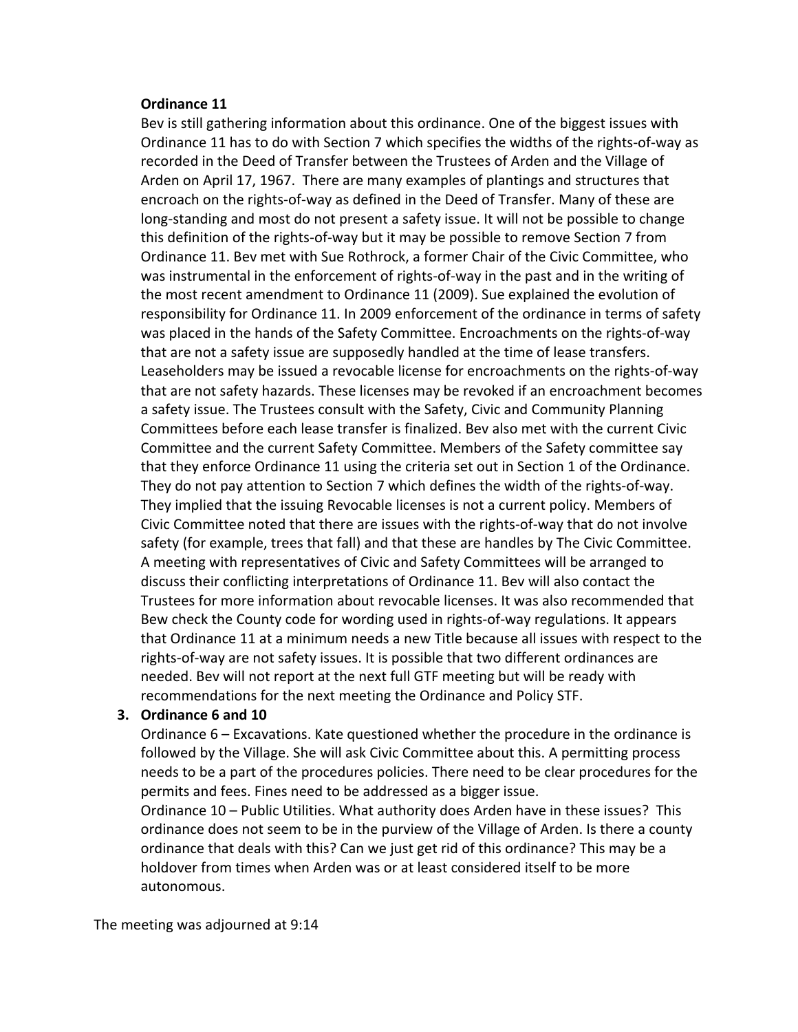**Ordinance 11**

Bev is still gathering information about this ordinance. One of the biggest issues with Ordinance 11 has to do with Section 7 which specifies the widths of the rights-of-way as recorded in the Deed of Transfer between the Trustees of Arden and the Village of Arden on April 17, 1967. There are many examples of plantings and structures that encroach on the rights-of-way as defined in the Deed of Transfer. Many of these are long-standing and most do not present a safety issue. It will not be possible to change this definition of the rights-of-way but it may be possible to remove Section 7 from Ordinance 11. Bev met with Sue Rothrock, a former Chair of the Civic Committee, who was instrumental in the enforcement of rights-of-way in the past and in the writing of the most recent amendment to Ordinance 11 (2009). Sue explained the evolution of responsibility for Ordinance 11. In 2009 enforcement of the ordinance in terms of safety was placed in the hands of the Safety Committee. Encroachments on the rights-of-way that are not a safety issue are supposedly handled at the time of lease transfers. Leaseholders may be issued a revocable license for encroachments on the rights-of-way that are not safety hazards. These licenses may be revoked if an encroachment becomes a safety issue. The Trustees consult with the Safety, Civic and Community Planning Committees before each lease transfer is finalized. Bev also met with the current Civic Committee and the current Safety Committee. Members of the Safety committee say that they enforce Ordinance 11 using the criteria set out in Section 1 of the Ordinance. They do not pay attention to Section 7 which defines the width of the rights-of-way. They implied that the issuing Revocable licenses is not a current policy. Members of Civic Committee noted that there are issues with the rights-of-way that do not involve safety (for example, trees that fall) and that these are handles by The Civic Committee. A meeting with representatives of Civic and Safety Committees will be arranged to discuss their conflicting interpretations of Ordinance 11. Bev will also contact the Trustees for more information about revocable licenses. It was also recommended that Bew check the County code for wording used in rights-of-way regulations. It appears that Ordinance 11 at a minimum needs a new Title because all issues with respect to the rights-of-way are not safety issues. It is possible that two different ordinances are needed. Bev will not report at the next full GTF meeting but will be ready with recommendations for the next meeting the Ordinance and Policy STF.

3. **Ordinance 6 and 10**

   Ordinance 6 – Excavations. Kate questioned whether the procedure in the ordinance is followed by the Village. She will ask Civic Committee about this. A permitting process needs to be a part of the procedures policies. There need to be clear procedures for the permits and fees. Fines need to be addressed as a bigger issue.

   Ordinance 10 – Public Utilities. What authority does Arden have in these issues? This ordinance does not seem to be in the purview of the Village of Arden. Is there a county ordinance that deals with this? Can we just get rid of this ordinance? This may be a holdover from times when Arden was or at least considered itself to be more autonomous.

The meeting was adjourned at 9:14